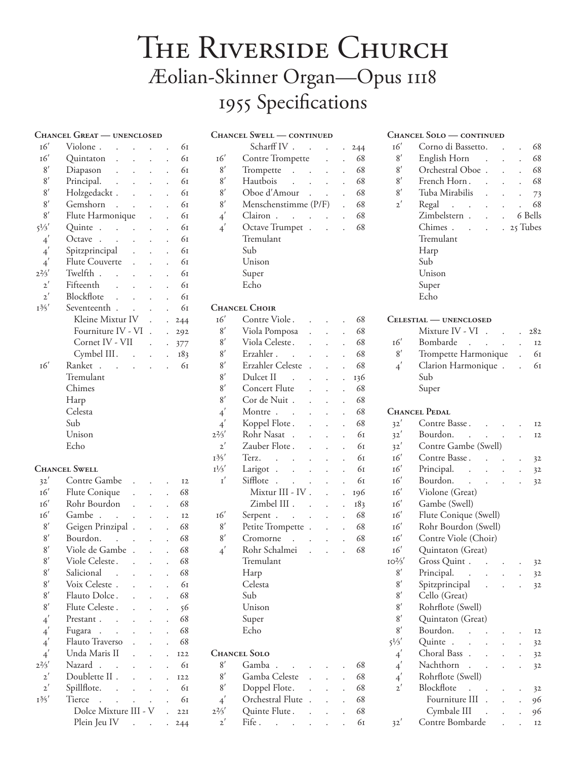# The Riverside Church

## Æolian-Skinner Organ—Opus 1118

## 1955 Specifications

### Chancel Great — unenclosed

| | | |
|---|---|---|
| 16′ | Violone | 61 |
| 16′ | Quintaton | 61 |
| 8′ | Diapason | 61 |
| 8′ | Principal | 61 |
| 8′ | Holzgedackt | 61 |
| 8′ | Gemshorn | 61 |
| 8′ | Flute Harmonique | 61 |
| 5⅓′ | Quinte | 61 |
| 4′ | Octave | 61 |
| 4′ | Spitzprincipal | 61 |
| 4′ | Flute Couverte | 61 |
| 2⅔′ | Twelfth | 61 |
| 2′ | Fifteenth | 61 |
| 2′ | Blockflote | 61 |
| 1⅗′ | Seventeenth | 61 |
| | Kleine Mixtur IV | 244 |
| | Fourniture IV - VI | 292 |
| | Cornet IV - VII | 377 |
| | Cymbel III | 183 |
| 16′ | Ranket | 61 |
| | Tremulant | |
| | Chimes | |
| | Harp | |
| | Celesta | |
| | Sub | |
| | Unison | |
| | Echo | |

### Chancel Swell

| | | |
|---|---|---|
| 32′ | Contre Gambe | 12 |
| 16′ | Flute Conique | 68 |
| 16′ | Rohr Bourdon | 68 |
| 16′ | Gambe | 12 |
| 8′ | Geigen Prinzipal | 68 |
| 8′ | Bourdon | 68 |
| 8′ | Viole de Gambe | 68 |
| 8′ | Viole Celeste | 68 |
| 8′ | Salicional | 68 |
| 8′ | Voix Celeste | 61 |
| 8′ | Flauto Dolce | 68 |
| 8′ | Flute Celeste | 56 |
| 4′ | Prestant | 68 |
| 4′ | Fugara | 68 |
| 4′ | Flauto Traverso | 68 |
| 4′ | Unda Maris II | 122 |
| 2⅔′ | Nazard | 61 |
| 2′ | Doublette II | 122 |
| 2′ | Spillflote | 61 |
| 1⅗′ | Tierce | 61 |
| | Dolce Mixture III - V | 221 |
| | Plein Jeu IV | 244 |

### Chancel Swell — continued

| | | |
|---|---|---|
| | Scharff IV | 244 |
| 16′ | Contre Trompette | 68 |
| 8′ | Trompette | 68 |
| 8′ | Hautbois | 68 |
| 8′ | Oboe d'Amour | 68 |
| 8′ | Menschenstimme (P/F) | 68 |
| 4′ | Clairon | 68 |
| 4′ | Octave Trumpet | 68 |
| | Tremulant | |
| | Sub | |
| | Unison | |
| | Super | |
| | Echo | |

### Chancel Choir

| | | |
|---|---|---|
| 16′ | Contre Viole | 68 |
| 8′ | Viola Pomposa | 68 |
| 8′ | Viola Celeste | 68 |
| 8′ | Erzahler | 68 |
| 8′ | Erzahler Celeste | 68 |
| 8′ | Dulcet II | 136 |
| 8′ | Concert Flute | 68 |
| 8′ | Cor de Nuit | 68 |
| 4′ | Montre | 68 |
| 4′ | Koppel Flote | 68 |
| 2⅔′ | Rohr Nasat | 61 |
| 2′ | Zauber Flote | 61 |
| 1⅗′ | Terz | 61 |
| 1⅓′ | Larigot | 61 |
| 1′ | Sifflote | 61 |
| | Mixtur III - IV | 196 |
| | Zimbel III | 183 |
| 16′ | Serpent | 68 |
| 8′ | Petite Trompette | 68 |
| 8′ | Cromorne | 68 |
| 4′ | Rohr Schalmei | 68 |
| | Tremulant | |
| | Harp | |
| | Celesta | |
| | Sub | |
| | Unison | |
| | Super | |
| | Echo | |

### Chancel Solo

| | | |
|---|---|---|
| 8′ | Gamba | 68 |
| 8′ | Gamba Celeste | 68 |
| 8′ | Doppel Flote | 68 |
| 4′ | Orchestral Flute | 68 |
| 2⅔′ | Quinte Flute | 68 |
| 2′ | Fife | 61 |

### Chancel Solo — continued

| | | |
|---|---|---|
| 16′ | Corno di Bassetto | 68 |
| 8′ | English Horn | 68 |
| 8′ | Orchestral Oboe | 68 |
| 8′ | French Horn | 68 |
| 8′ | Tuba Mirabilis | 73 |
| 2′ | Regal | 68 |
| | Zimbelstern | 6 Bells |
| | Chimes | 25 Tubes |
| | Tremulant | |
| | Harp | |
| | Sub | |
| | Unison | |
| | Super | |
| | Echo | |

### Celestial — unenclosed

| | | |
|---|---|---|
| | Mixture IV - VI | 282 |
| 16′ | Bombarde | 12 |
| 8′ | Trompette Harmonique | 61 |
| 4′ | Clarion Harmonique | 61 |
| | Sub | |
| | Super | |

### Chancel Pedal

| | | |
|---|---|---|
| 32′ | Contre Basse | 12 |
| 32′ | Bourdon | 12 |
| 32′ | Contre Gambe (Swell) | |
| 16′ | Contre Basse | 32 |
| 16′ | Principal | 32 |
| 16′ | Bourdon | 32 |
| 16′ | Violone (Great) | |
| 16′ | Gambe (Swell) | |
| 16′ | Flute Conique (Swell) | |
| 16′ | Rohr Bourdon (Swell) | |
| 16′ | Contre Viole (Choir) | |
| 16′ | Quintaton (Great) | |
| 10⅔′ | Gross Quint | 32 |
| 8′ | Principal | 32 |
| 8′ | Spitzprincipal | 32 |
| 8′ | Cello (Great) | |
| 8′ | Rohrflote (Swell) | |
| 8′ | Quintaton (Great) | |
| 8′ | Bourdon | 12 |
| 5⅓′ | Quinte | 32 |
| 4′ | Choral Bass | 32 |
| 4′ | Nachthorn | 32 |
| 4′ | Rohrflote (Swell) | |
| 2′ | Blockflote | 32 |
| | Fourniture III | 96 |
| | Cymbale III | 96 |
| 32′ | Contre Bombarde | 12 |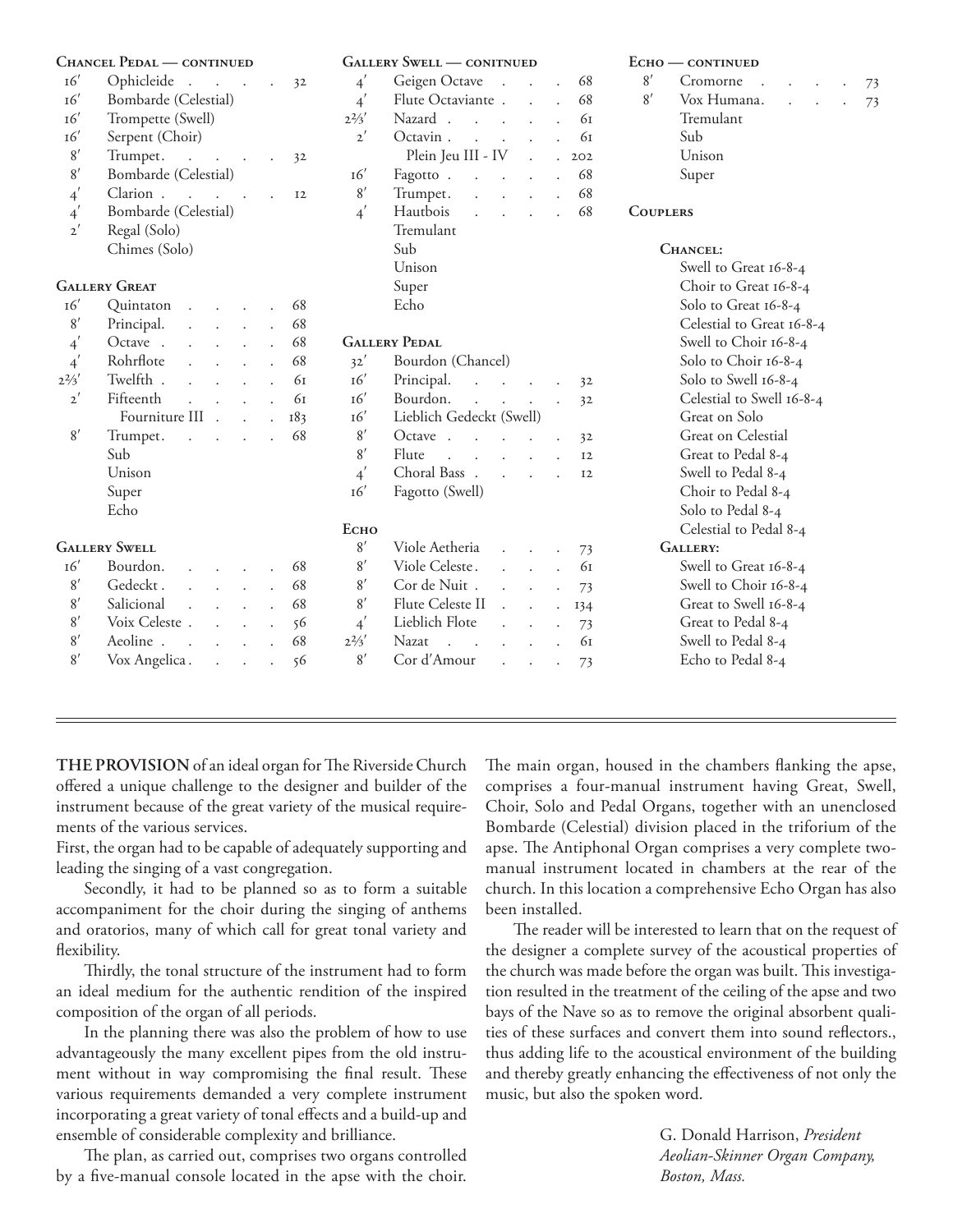### Chancel Pedal — continued

| | | |
|---|---|---|
| 16′ | Ophicleide | 32 |
| 16′ | Bombarde (Celestial) | |
| 16′ | Trompette (Swell) | |
| 16′ | Serpent (Choir) | |
| 8′ | Trumpet | 32 |
| 8′ | Bombarde (Celestial) | |
| 4′ | Clarion | 12 |
| 4′ | Bombarde (Celestial) | |
| 2′ | Regal (Solo) | |
| | Chimes (Solo) | |

### Gallery Great

| | | |
|---|---|---|
| 16′ | Quintaton | 68 |
| 8′ | Principal | 68 |
| 4′ | Octave | 68 |
| 4′ | Rohrflote | 68 |
| 2⅔′ | Twelfth | 61 |
| 2′ | Fifteenth | 61 |
| | Fourniture III | 183 |
| 8′ | Trumpet | 68 |
| | Sub | |
| | Unison | |
| | Super | |
| | Echo | |

### Gallery Swell

| | | |
|---|---|---|
| 16′ | Bourdon | 68 |
| 8′ | Gedeckt | 68 |
| 8′ | Salicional | 68 |
| 8′ | Voix Celeste | 56 |
| 8′ | Aeoline | 68 |
| 8′ | Vox Angelica | 56 |

### Gallery Swell — conitnued

| | | |
|---|---|---|
| 4′ | Geigen Octave | 68 |
| 4′ | Flute Octaviante | 68 |
| 2⅔′ | Nazard | 61 |
| 2′ | Octavin | 61 |
| | Plein Jeu III - IV | 202 |
| 16′ | Fagotto | 68 |
| 8′ | Trumpet | 68 |
| 4′ | Hautbois | 68 |
| | Tremulant | |
| | Sub | |
| | Unison | |
| | Super | |
| | Echo | |

### Gallery Pedal

| | | |
|---|---|---|
| 32′ | Bourdon (Chancel) | |
| 16′ | Principal | 32 |
| 16′ | Bourdon | 32 |
| 16′ | Lieblich Gedeckt (Swell) | |
| 8′ | Octave | 32 |
| 8′ | Flute | 12 |
| 4′ | Choral Bass | 12 |
| 16′ | Fagotto (Swell) | |

### Echo

| | | |
|---|---|---|
| 8′ | Viole Aetheria | 73 |
| 8′ | Viole Celeste | 61 |
| 8′ | Cor de Nuit | 73 |
| 8′ | Flute Celeste II | 134 |
| 4′ | Lieblich Flote | 73 |
| 2⅔′ | Nazat | 61 |
| 8′ | Cor d'Amour | 73 |

### Echo — continued

| | | |
|---|---|---|
| 8′ | Cromorne | 73 |
| 8′ | Vox Humana | 73 |
| | Tremulant | |
| | Sub | |
| | Unison | |
| | Super | |

### Couplers

**Chancel:**

- Swell to Great 16-8-4
- Choir to Great 16-8-4
- Solo to Great 16-8-4
- Celestial to Great 16-8-4
- Swell to Choir 16-8-4
- Solo to Choir 16-8-4
- Solo to Swell 16-8-4
- Celestial to Swell 16-8-4
- Great on Solo
- Great on Celestial
- Great to Pedal 8-4
- Swell to Pedal 8-4
- Choir to Pedal 8-4
- Solo to Pedal 8-4
- Celestial to Pedal 8-4

**Gallery:**

- Swell to Great 16-8-4
- Swell to Choir 16-8-4
- Great to Swell 16-8-4
- Great to Pedal 8-4
- Swell to Pedal 8-4
- Echo to Pedal 8-4

---

**THE PROVISION** of an ideal organ for The Riverside Church offered a unique challenge to the designer and builder of the instrument because of the great variety of the musical requirements of the various services.

First, the organ had to be capable of adequately supporting and leading the singing of a vast congregation.

Secondly, it had to be planned so as to form a suitable accompaniment for the choir during the singing of anthems and oratorios, many of which call for great tonal variety and flexibility.

Thirdly, the tonal structure of the instrument had to form an ideal medium for the authentic rendition of the inspired composition of the organ of all periods.

In the planning there was also the problem of how to use advantageously the many excellent pipes from the old instrument without in way compromising the final result. These various requirements demanded a very complete instrument incorporating a great variety of tonal effects and a build-up and ensemble of considerable complexity and brilliance.

The plan, as carried out, comprises two organs controlled by a five-manual console located in the apse with the choir. The main organ, housed in the chambers flanking the apse, comprises a four-manual instrument having Great, Swell, Choir, Solo and Pedal Organs, together with an unenclosed Bombarde (Celestial) division placed in the triforium of the apse. The Antiphonal Organ comprises a very complete two-manual instrument located in chambers at the rear of the church. In this location a comprehensive Echo Organ has also been installed.

The reader will be interested to learn that on the request of the designer a complete survey of the acoustical properties of the church was made before the organ was built. This investigation resulted in the treatment of the ceiling of the apse and two bays of the Nave so as to remove the original absorbent qualities of these surfaces and convert them into sound reflectors., thus adding life to the acoustical environment of the building and thereby greatly enhancing the effectiveness of not only the music, but also the spoken word.

G. Donald Harrison, *President*
*Aeolian-Skinner Organ Company,*
*Boston, Mass.*